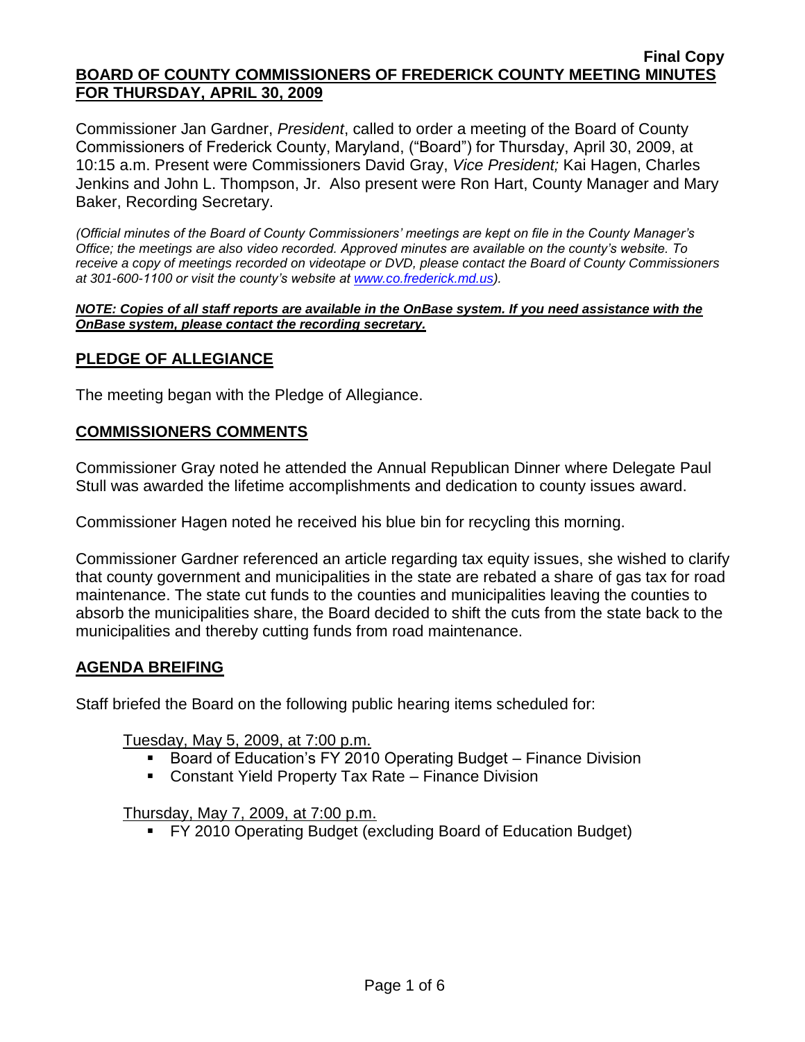**Final Copy**

**BOARD OF COUNTY COMMISSIONERS OF FREDERICK COUNTY MEETING MINUTES FOR THURSDAY, APRIL 30, 2009**

Commissioner Jan Gardner, *President*, called to order a meeting of the Board of County Commissioners of Frederick County, Maryland, ("Board") for Thursday, April 30, 2009, at 10:15 a.m. Present were Commissioners David Gray, *Vice President;* Kai Hagen, Charles Jenkins and John L. Thompson, Jr. Also present were Ron Hart, County Manager and Mary Baker, Recording Secretary.

*(Official minutes of the Board of County Commissioners' meetings are kept on file in the County Manager's Office; the meetings are also video recorded. Approved minutes are available on the county's website. To receive a copy of meetings recorded on videotape or DVD, please contact the Board of County Commissioners at 301-600-1100 or visit the county's website at www.co.frederick.md.us).*

***NOTE: Copies of all staff reports are available in the OnBase system. If you need assistance with the OnBase system, please contact the recording secretary.***

## PLEDGE OF ALLEGIANCE

The meeting began with the Pledge of Allegiance.

## COMMISSIONERS COMMENTS

Commissioner Gray noted he attended the Annual Republican Dinner where Delegate Paul Stull was awarded the lifetime accomplishments and dedication to county issues award.

Commissioner Hagen noted he received his blue bin for recycling this morning.

Commissioner Gardner referenced an article regarding tax equity issues, she wished to clarify that county government and municipalities in the state are rebated a share of gas tax for road maintenance. The state cut funds to the counties and municipalities leaving the counties to absorb the municipalities share, the Board decided to shift the cuts from the state back to the municipalities and thereby cutting funds from road maintenance.

## AGENDA BREIFING

Staff briefed the Board on the following public hearing items scheduled for:

Tuesday, May 5, 2009, at 7:00 p.m.

- Board of Education's FY 2010 Operating Budget – Finance Division
- Constant Yield Property Tax Rate – Finance Division

Thursday, May 7, 2009, at 7:00 p.m.

- FY 2010 Operating Budget (excluding Board of Education Budget)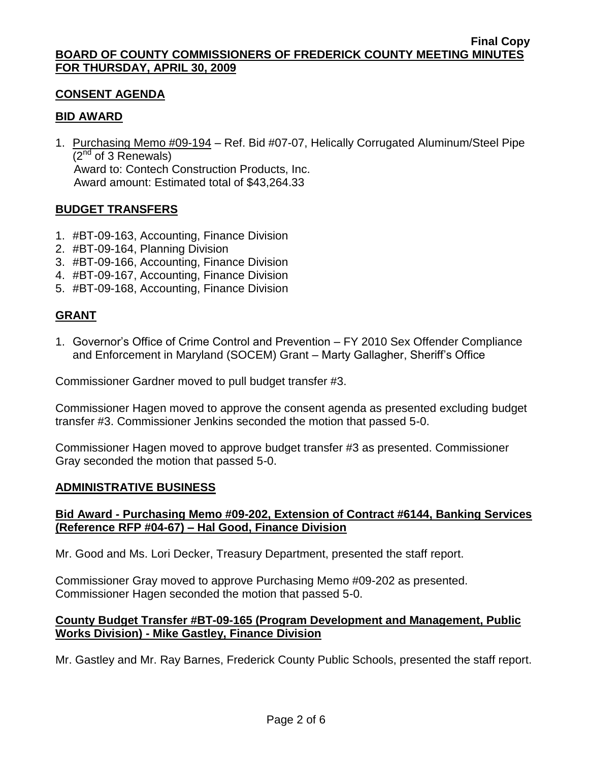**Final Copy**

**BOARD OF COUNTY COMMISSIONERS OF FREDERICK COUNTY MEETING MINUTES FOR THURSDAY, APRIL 30, 2009**

## CONSENT AGENDA

### BID AWARD

1. Purchasing Memo #09-194 – Ref. Bid #07-07, Helically Corrugated Aluminum/Steel Pipe (2nd of 3 Renewals)
   Award to: Contech Construction Products, Inc.
   Award amount: Estimated total of $43,264.33

### BUDGET TRANSFERS

1. #BT-09-163, Accounting, Finance Division
2. #BT-09-164, Planning Division
3. #BT-09-166, Accounting, Finance Division
4. #BT-09-167, Accounting, Finance Division
5. #BT-09-168, Accounting, Finance Division

### GRANT

1. Governor's Office of Crime Control and Prevention – FY 2010 Sex Offender Compliance and Enforcement in Maryland (SOCEM) Grant – Marty Gallagher, Sheriff's Office

Commissioner Gardner moved to pull budget transfer #3.

Commissioner Hagen moved to approve the consent agenda as presented excluding budget transfer #3. Commissioner Jenkins seconded the motion that passed 5-0.

Commissioner Hagen moved to approve budget transfer #3 as presented. Commissioner Gray seconded the motion that passed 5-0.

## ADMINISTRATIVE BUSINESS

### Bid Award - Purchasing Memo #09-202, Extension of Contract #6144, Banking Services (Reference RFP #04-67) – Hal Good, Finance Division

Mr. Good and Ms. Lori Decker, Treasury Department, presented the staff report.

Commissioner Gray moved to approve Purchasing Memo #09-202 as presented. Commissioner Hagen seconded the motion that passed 5-0.

### County Budget Transfer #BT-09-165 (Program Development and Management, Public Works Division) - Mike Gastley, Finance Division

Mr. Gastley and Mr. Ray Barnes, Frederick County Public Schools, presented the staff report.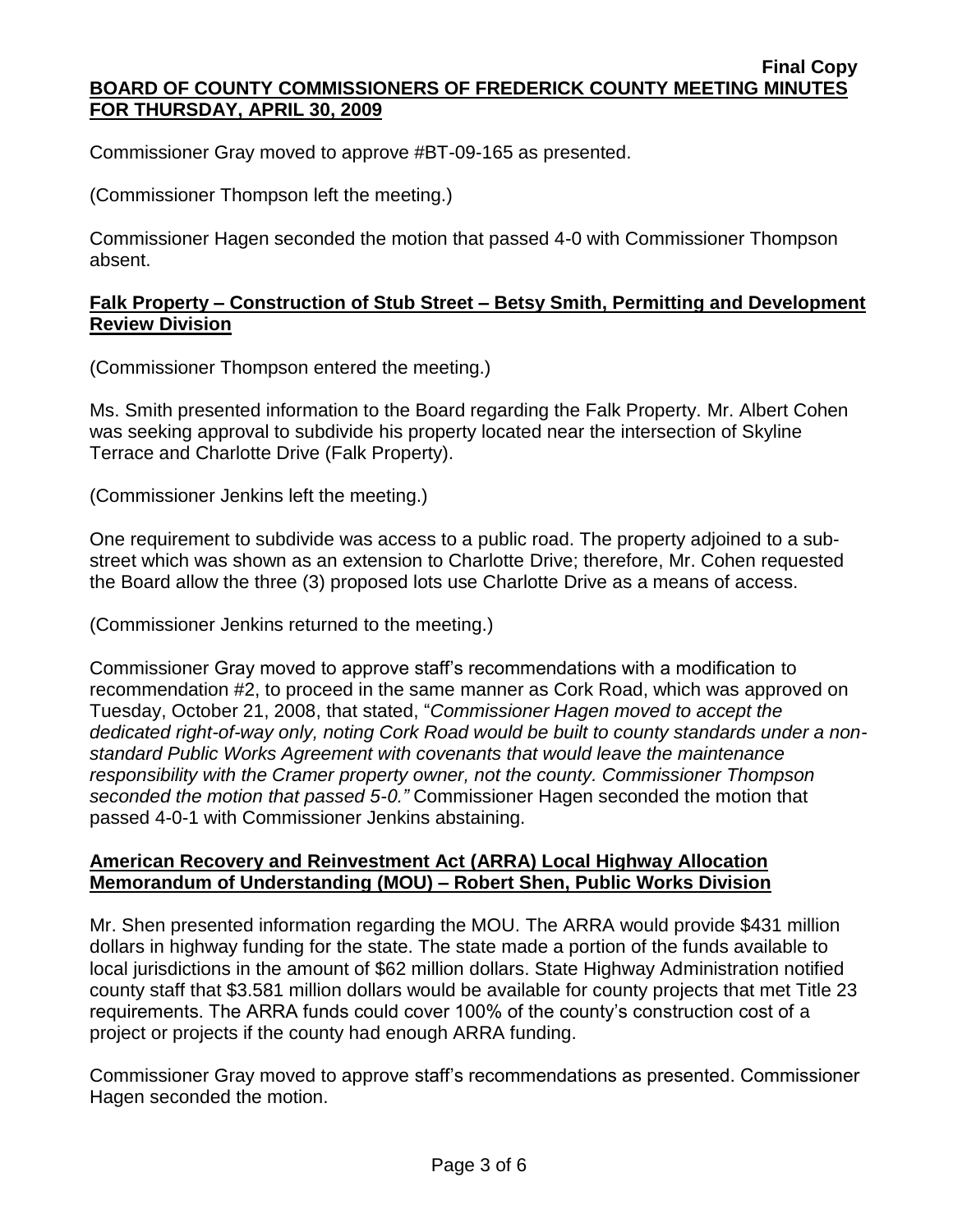Commissioner Gray moved to approve #BT-09-165 as presented.

(Commissioner Thompson left the meeting.)

Commissioner Hagen seconded the motion that passed 4-0 with Commissioner Thompson absent.

## Falk Property – Construction of Stub Street – Betsy Smith, Permitting and Development Review Division

(Commissioner Thompson entered the meeting.)

Ms. Smith presented information to the Board regarding the Falk Property. Mr. Albert Cohen was seeking approval to subdivide his property located near the intersection of Skyline Terrace and Charlotte Drive (Falk Property).

(Commissioner Jenkins left the meeting.)

One requirement to subdivide was access to a public road. The property adjoined to a sub-street which was shown as an extension to Charlotte Drive; therefore, Mr. Cohen requested the Board allow the three (3) proposed lots use Charlotte Drive as a means of access.

(Commissioner Jenkins returned to the meeting.)

Commissioner Gray moved to approve staff's recommendations with a modification to recommendation #2, to proceed in the same manner as Cork Road, which was approved on Tuesday, October 21, 2008, that stated, "*Commissioner Hagen moved to accept the dedicated right-of-way only, noting Cork Road would be built to county standards under a non-standard Public Works Agreement with covenants that would leave the maintenance responsibility with the Cramer property owner, not the county. Commissioner Thompson seconded the motion that passed 5-0."* Commissioner Hagen seconded the motion that passed 4-0-1 with Commissioner Jenkins abstaining.

## American Recovery and Reinvestment Act (ARRA) Local Highway Allocation Memorandum of Understanding (MOU) – Robert Shen, Public Works Division

Mr. Shen presented information regarding the MOU. The ARRA would provide $431 million dollars in highway funding for the state. The state made a portion of the funds available to local jurisdictions in the amount of $62 million dollars. State Highway Administration notified county staff that $3.581 million dollars would be available for county projects that met Title 23 requirements. The ARRA funds could cover 100% of the county's construction cost of a project or projects if the county had enough ARRA funding.

Commissioner Gray moved to approve staff's recommendations as presented. Commissioner Hagen seconded the motion.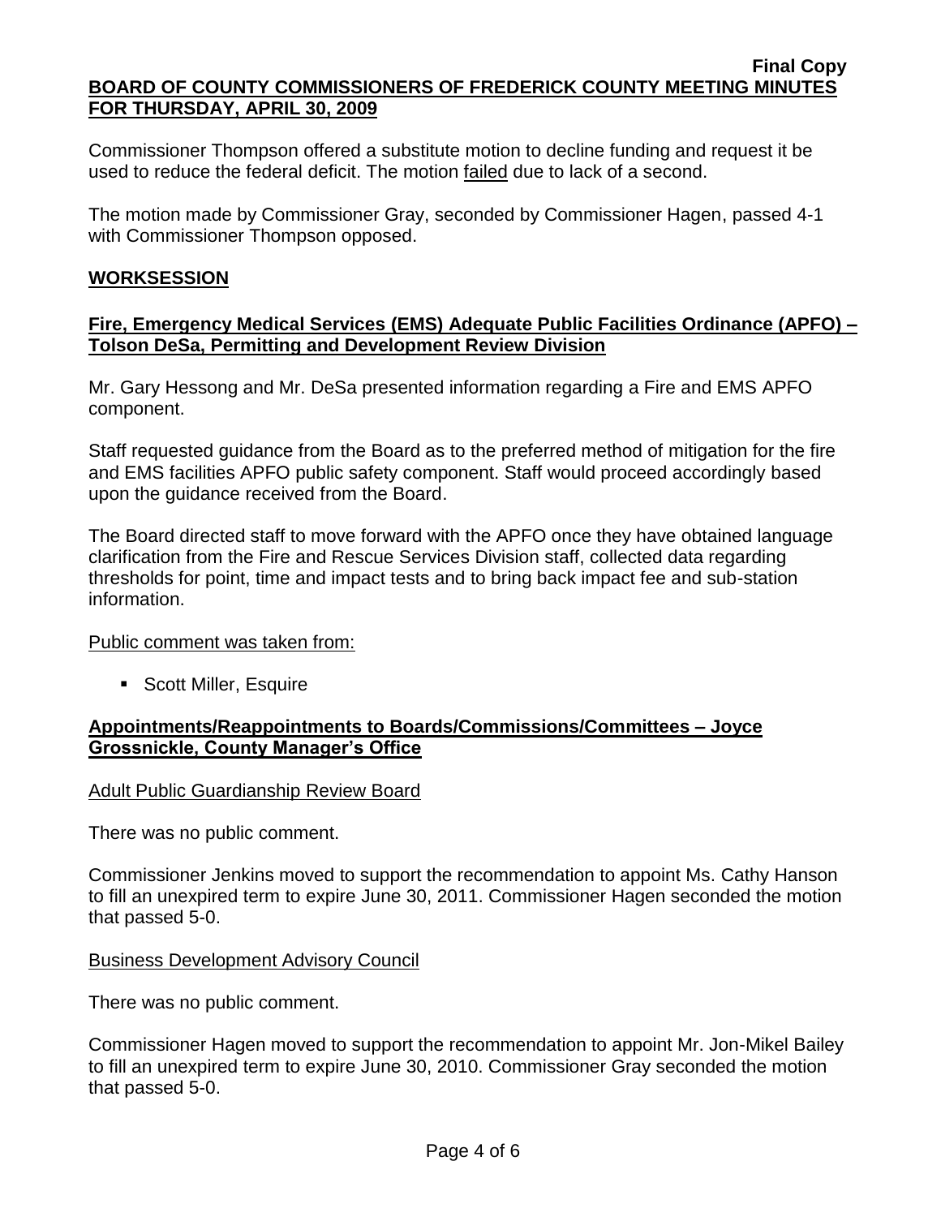Commissioner Thompson offered a substitute motion to decline funding and request it be used to reduce the federal deficit. The motion failed due to lack of a second.

The motion made by Commissioner Gray, seconded by Commissioner Hagen, passed 4-1 with Commissioner Thompson opposed.

## WORKSESSION

### Fire, Emergency Medical Services (EMS) Adequate Public Facilities Ordinance (APFO) – Tolson DeSa, Permitting and Development Review Division

Mr. Gary Hessong and Mr. DeSa presented information regarding a Fire and EMS APFO component.

Staff requested guidance from the Board as to the preferred method of mitigation for the fire and EMS facilities APFO public safety component. Staff would proceed accordingly based upon the guidance received from the Board.

The Board directed staff to move forward with the APFO once they have obtained language clarification from the Fire and Rescue Services Division staff, collected data regarding thresholds for point, time and impact tests and to bring back impact fee and sub-station information.

Public comment was taken from:

- Scott Miller, Esquire

### Appointments/Reappointments to Boards/Commissions/Committees – Joyce Grossnickle, County Manager's Office

Adult Public Guardianship Review Board

There was no public comment.

Commissioner Jenkins moved to support the recommendation to appoint Ms. Cathy Hanson to fill an unexpired term to expire June 30, 2011. Commissioner Hagen seconded the motion that passed 5-0.

Business Development Advisory Council

There was no public comment.

Commissioner Hagen moved to support the recommendation to appoint Mr. Jon-Mikel Bailey to fill an unexpired term to expire June 30, 2010. Commissioner Gray seconded the motion that passed 5-0.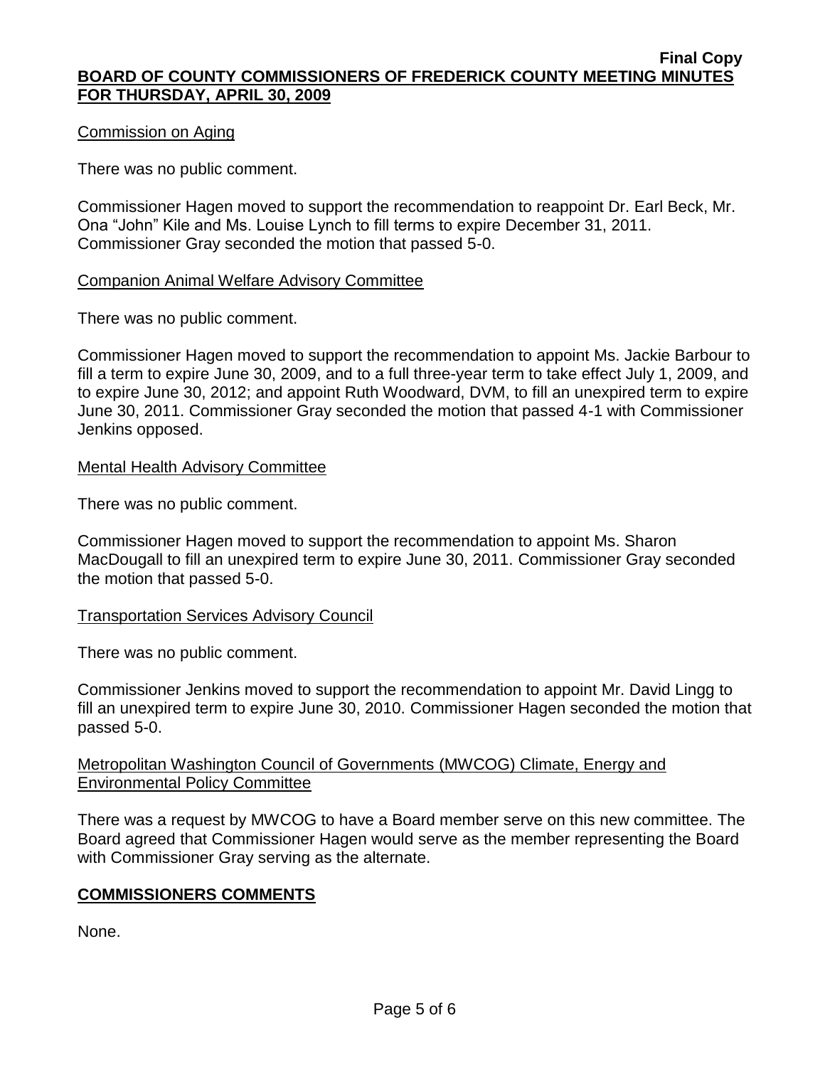Commission on Aging

There was no public comment.

Commissioner Hagen moved to support the recommendation to reappoint Dr. Earl Beck, Mr. Ona "John" Kile and Ms. Louise Lynch to fill terms to expire December 31, 2011. Commissioner Gray seconded the motion that passed 5-0.

Companion Animal Welfare Advisory Committee

There was no public comment.

Commissioner Hagen moved to support the recommendation to appoint Ms. Jackie Barbour to fill a term to expire June 30, 2009, and to a full three-year term to take effect July 1, 2009, and to expire June 30, 2012; and appoint Ruth Woodward, DVM, to fill an unexpired term to expire June 30, 2011. Commissioner Gray seconded the motion that passed 4-1 with Commissioner Jenkins opposed.

Mental Health Advisory Committee

There was no public comment.

Commissioner Hagen moved to support the recommendation to appoint Ms. Sharon MacDougall to fill an unexpired term to expire June 30, 2011. Commissioner Gray seconded the motion that passed 5-0.

Transportation Services Advisory Council

There was no public comment.

Commissioner Jenkins moved to support the recommendation to appoint Mr. David Lingg to fill an unexpired term to expire June 30, 2010. Commissioner Hagen seconded the motion that passed 5-0.

Metropolitan Washington Council of Governments (MWCOG) Climate, Energy and Environmental Policy Committee

There was a request by MWCOG to have a Board member serve on this new committee. The Board agreed that Commissioner Hagen would serve as the member representing the Board with Commissioner Gray serving as the alternate.

## COMMISSIONERS COMMENTS

None.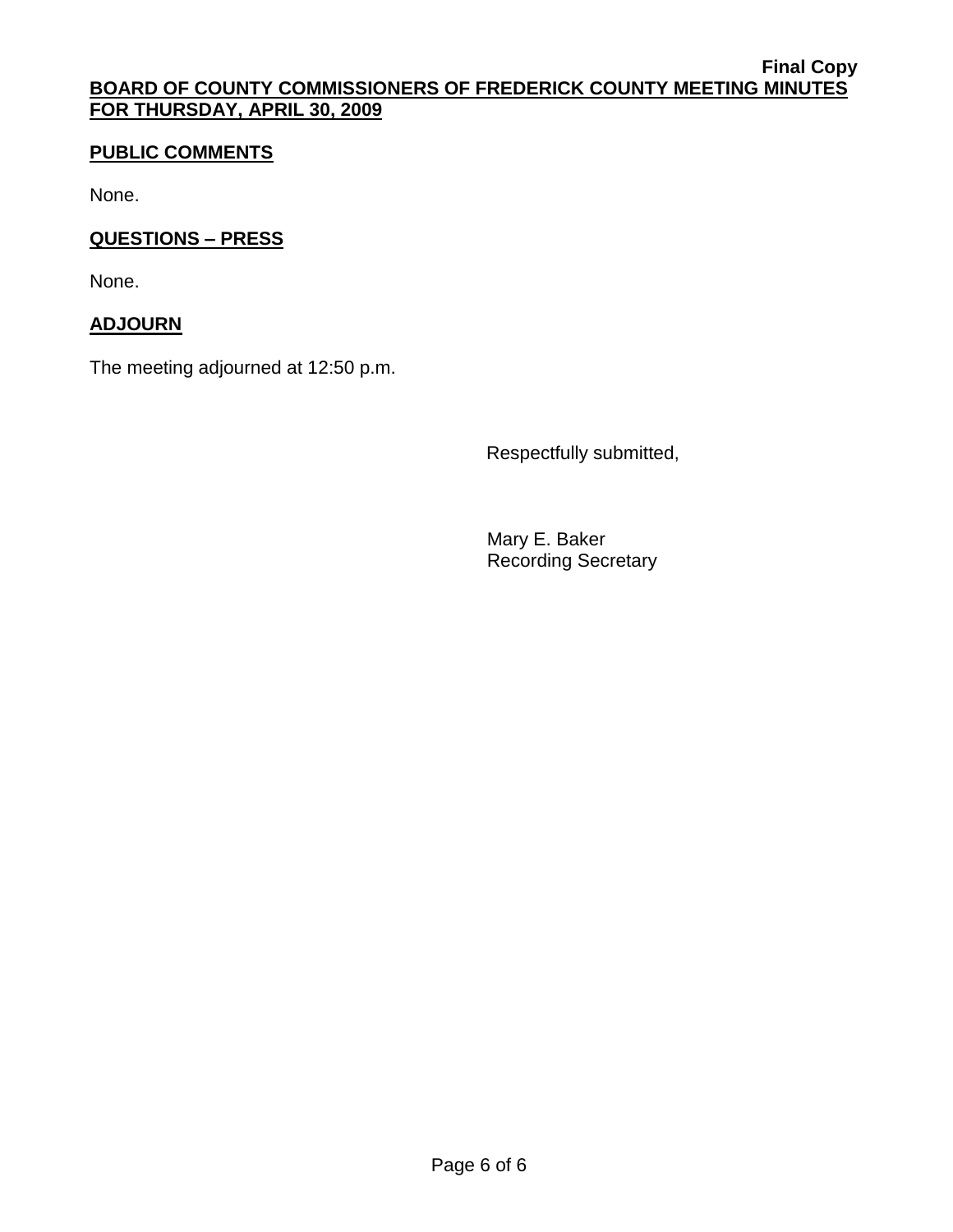**PUBLIC COMMENTS**

None.

**QUESTIONS – PRESS**

None.

**ADJOURN**

The meeting adjourned at 12:50 p.m.

Respectfully submitted,

Mary E. Baker
Recording Secretary